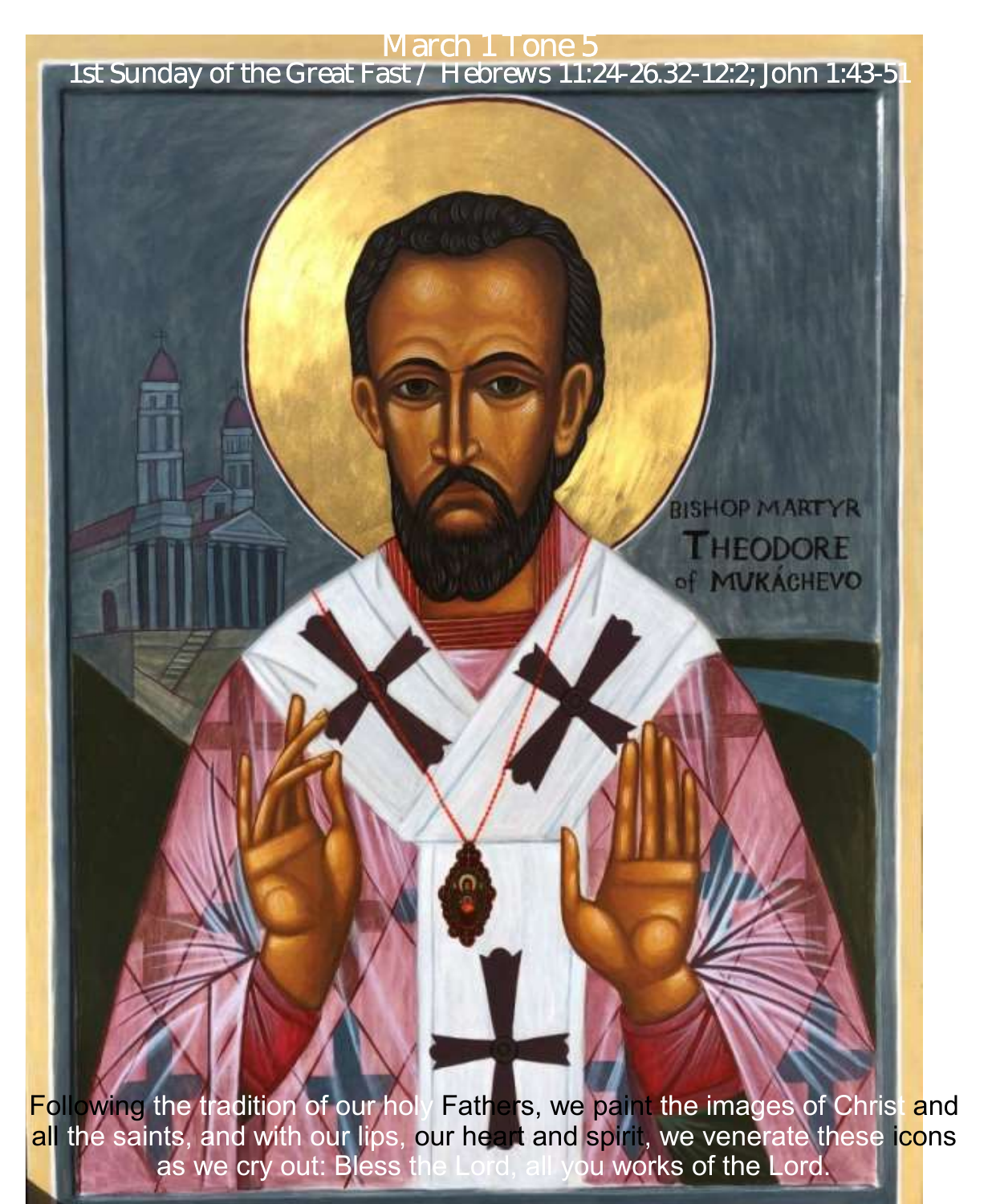March 1 Tone 5

1st Sunday of the Great Fast / Hebrews 11:24-26.32-12:2; John 1:43-51

BISHOP MARTYR THEODORE of MUKÁCHEVO

Following the tradition of our holy Fathers, we paint the images of Christ and all the saints, and with our lips, our heart and spirit, we venerate these icons as we cry out: Bless the Lord, all you works of the Lord.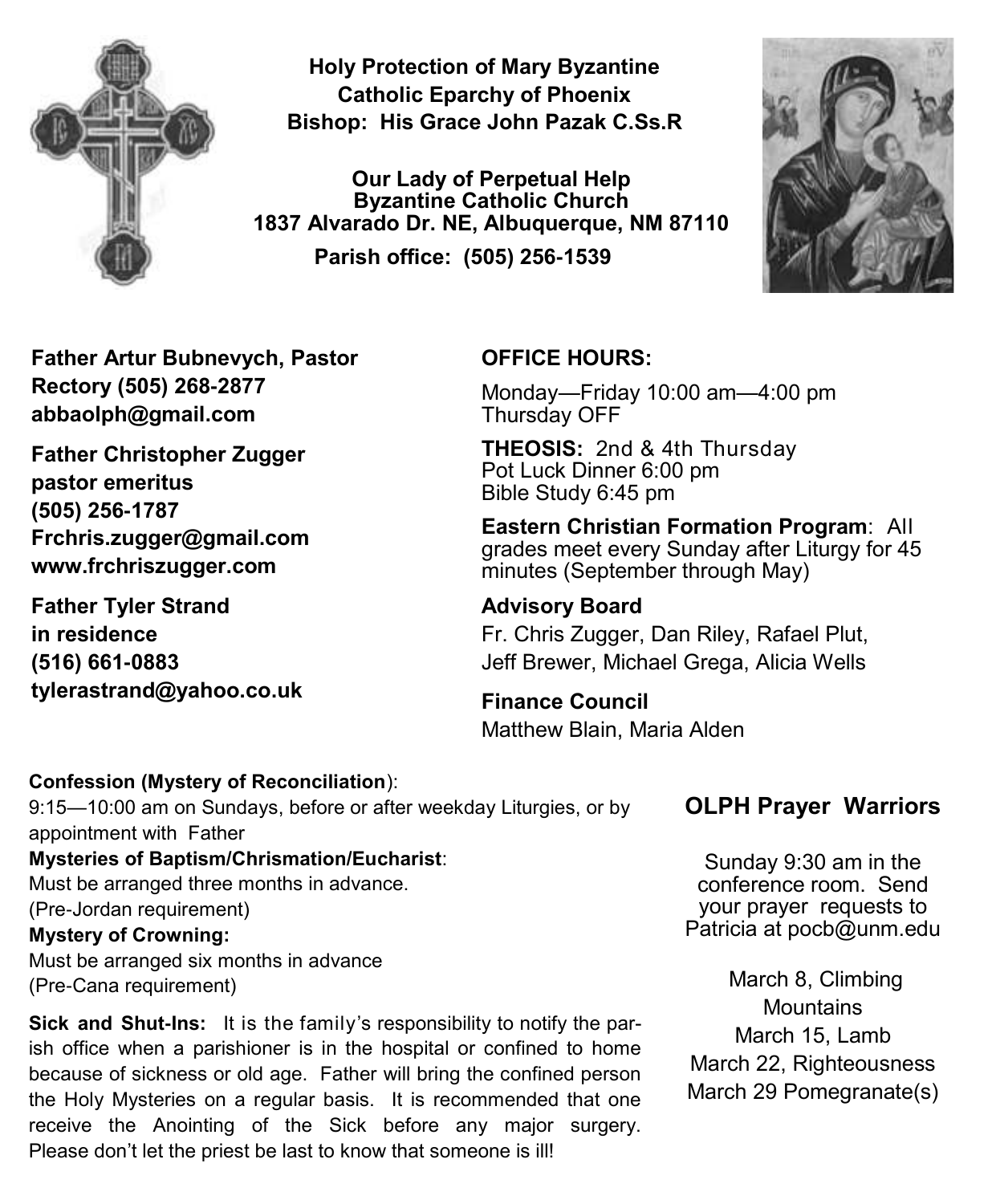**Holy Protection of Mary Byzantine Catholic Eparchy of Phoenix**
**Bishop: His Grace John Pazak C.Ss.R**

**Our Lady of Perpetual Help Byzantine Catholic Church**
**1837 Alvarado Dr. NE, Albuquerque, NM 87110**
**Parish office: (505) 256-1539**

**Father Artur Bubnevych, Pastor**
**Rectory (505) 268-2877**
**abbaolph@gmail.com**

**Father Christopher Zugger**
**pastor emeritus**
**(505) 256-1787**
**Frchris.zugger@gmail.com**
**www.frchriszugger.com**

**Father Tyler Strand**
**in residence**
**(516) 661-0883**
**tylerastrand@yahoo.co.uk**

**OFFICE HOURS:**

Monday—Friday 10:00 am—4:00 pm
Thursday OFF

**THEOSIS:** 2nd & 4th Thursday
Pot Luck Dinner 6:00 pm
Bible Study 6:45 pm

**Eastern Christian Formation Program**: All grades meet every Sunday after Liturgy for 45 minutes (September through May)

**Advisory Board**

Fr. Chris Zugger, Dan Riley, Rafael Plut, Jeff Brewer, Michael Grega, Alicia Wells

**Finance Council**

Matthew Blain, Maria Alden

**Confession (Mystery of Reconciliation**):
9:15—10:00 am on Sundays, before or after weekday Liturgies, or by appointment with Father

**Mysteries of Baptism/Chrismation/Eucharist**:
Must be arranged three months in advance.
(Pre-Jordan requirement)

**Mystery of Crowning:**
Must be arranged six months in advance
(Pre-Cana requirement)

**Sick and Shut-Ins:** It is the family's responsibility to notify the parish office when a parishioner is in the hospital or confined to home because of sickness or old age. Father will bring the confined person the Holy Mysteries on a regular basis. It is recommended that one receive the Anointing of the Sick before any major surgery. Please don't let the priest be last to know that someone is ill!

## OLPH Prayer Warriors

Sunday 9:30 am in the conference room. Send your prayer requests to Patricia at pocb@unm.edu

March 8, Climbing Mountains
March 15, Lamb
March 22, Righteousness
March 29 Pomegranate(s)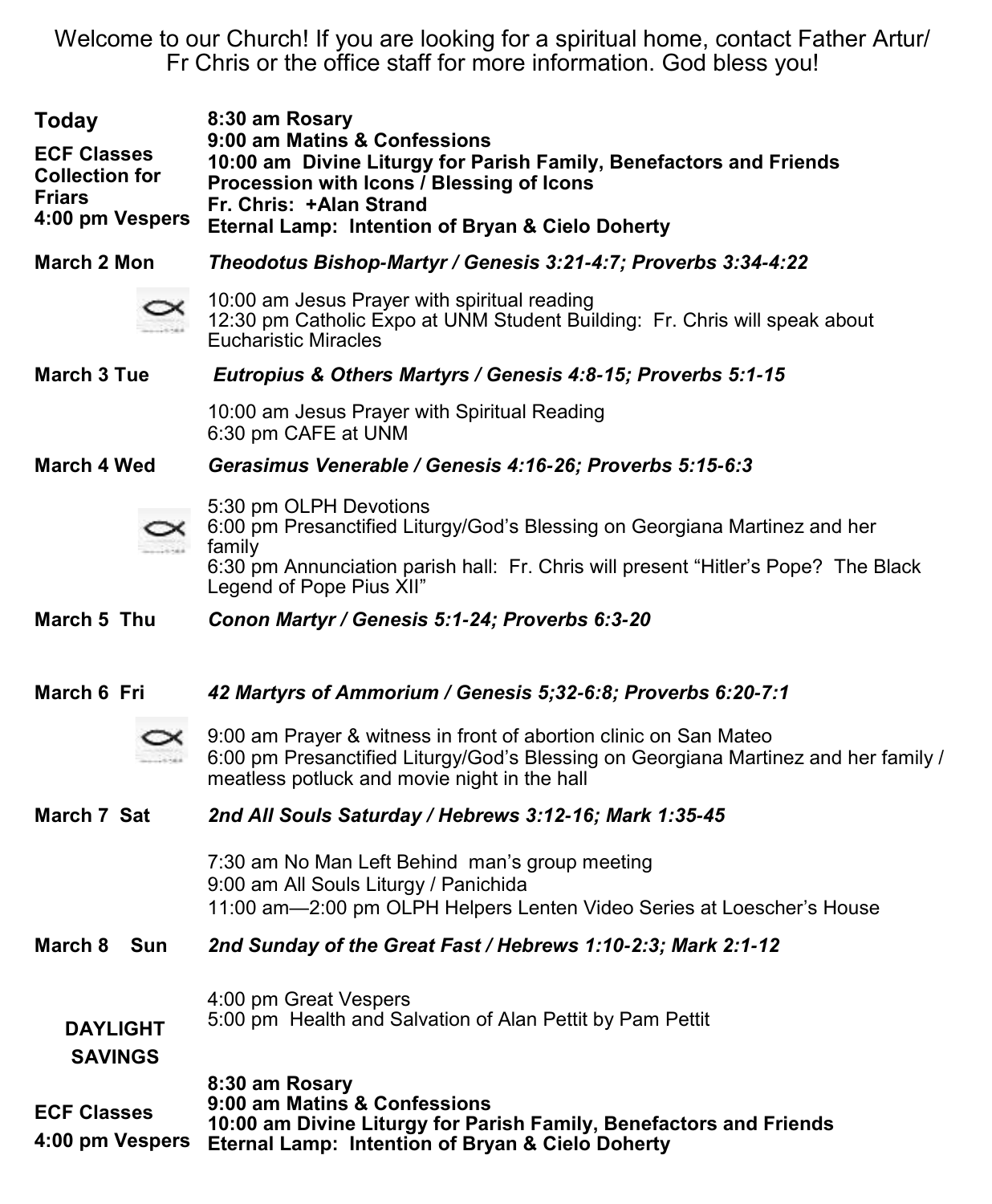Welcome to our Church! If you are looking for a spiritual home, contact Father Artur/ Fr Chris or the office staff for more information. God bless you!

| | |
|---|---|
| **Today**<br>**ECF Classes**<br>**Collection for Friars**<br>**4:00 pm Vespers** | **8:30 am Rosary**<br>**9:00 am Matins & Confessions**<br>**10:00 am Divine Liturgy for Parish Family, Benefactors and Friends**<br>**Procession with Icons / Blessing of Icons**<br>**Fr. Chris: +Alan Strand**<br>**Eternal Lamp: Intention of Bryan & Cielo Doherty** |
| **March 2 Mon** | ***Theodotus Bishop-Martyr / Genesis 3:21-4:7; Proverbs 3:34-4:22*** |
| | 10:00 am Jesus Prayer with spiritual reading<br>12:30 pm Catholic Expo at UNM Student Building: Fr. Chris will speak about Eucharistic Miracles |
| **March 3 Tue** | ***Eutropius & Others Martyrs / Genesis 4:8-15; Proverbs 5:1-15*** |
| | 10:00 am Jesus Prayer with Spiritual Reading<br>6:30 pm CAFE at UNM |
| **March 4 Wed** | ***Gerasimus Venerable / Genesis 4:16-26; Proverbs 5:15-6:3*** |
| | 5:30 pm OLPH Devotions<br>6:00 pm Presanctified Liturgy/God's Blessing on Georgiana Martinez and her family<br>6:30 pm Annunciation parish hall: Fr. Chris will present "Hitler's Pope? The Black Legend of Pope Pius XII" |
| **March 5 Thu** | ***Conon Martyr / Genesis 5:1-24; Proverbs 6:3-20*** |
| **March 6 Fri** | ***42 Martyrs of Ammorium / Genesis 5;32-6:8; Proverbs 6:20-7:1*** |
| | 9:00 am Prayer & witness in front of abortion clinic on San Mateo<br>6:00 pm Presanctified Liturgy/God's Blessing on Georgiana Martinez and her family / meatless potluck and movie night in the hall |
| **March 7 Sat** | ***2nd All Souls Saturday / Hebrews 3:12-16; Mark 1:35-45*** |
| | 7:30 am No Man Left Behind man's group meeting<br>9:00 am All Souls Liturgy / Panichida<br>11:00 am—2:00 pm OLPH Helpers Lenten Video Series at Loescher's House |
| **March 8 Sun** | ***2nd Sunday of the Great Fast / Hebrews 1:10-2:3; Mark 2:1-12*** |
| **DAYLIGHT SAVINGS** | 4:00 pm Great Vespers<br>5:00 pm Health and Salvation of Alan Pettit by Pam Pettit |
| **ECF Classes**<br>**4:00 pm Vespers** | **8:30 am Rosary**<br>**9:00 am Matins & Confessions**<br>**10:00 am Divine Liturgy for Parish Family, Benefactors and Friends**<br>**Eternal Lamp: Intention of Bryan & Cielo Doherty** |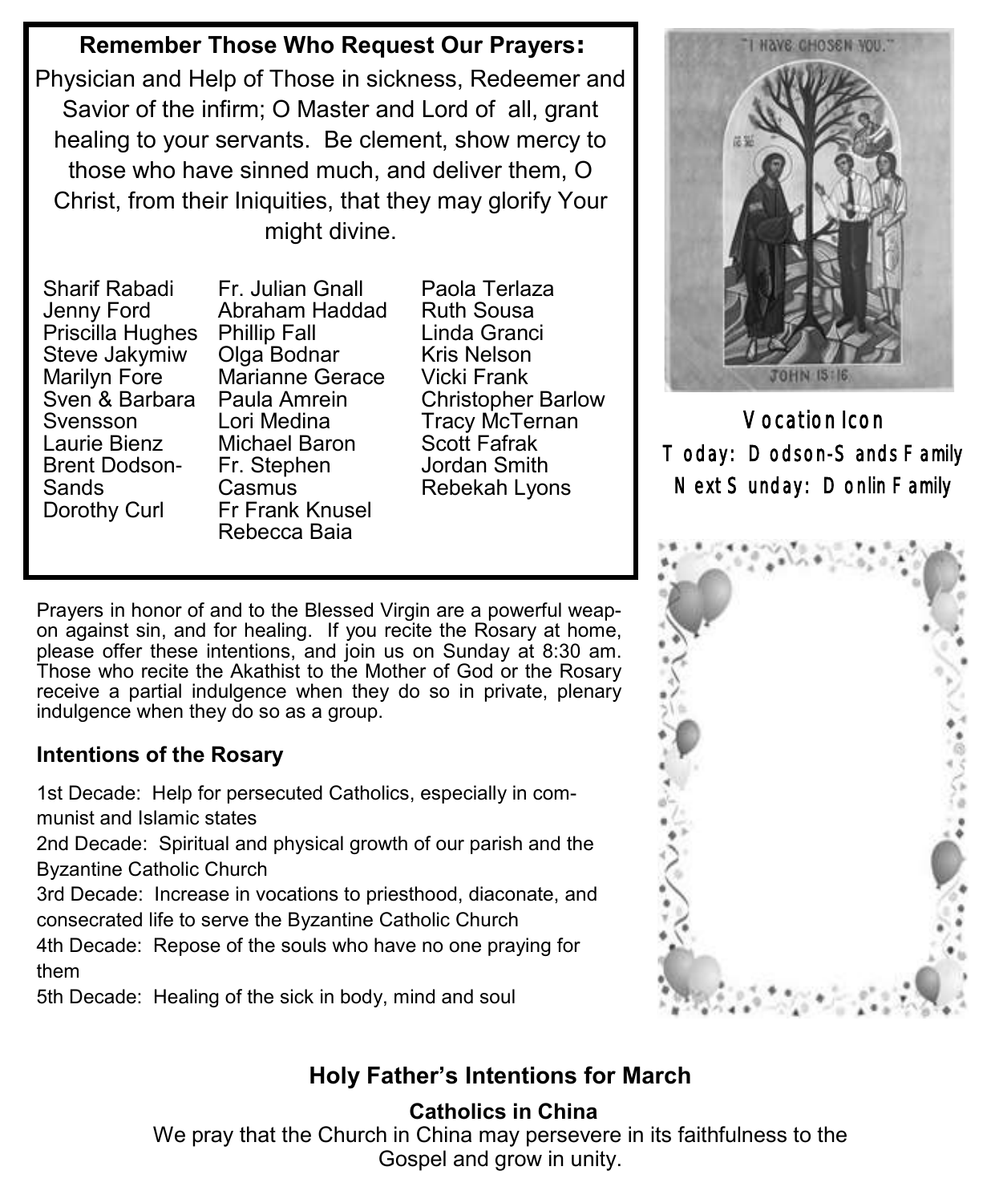## Remember Those Who Request Our Prayers:

Physician and Help of Those in sickness, Redeemer and Savior of the infirm; O Master and Lord of all, grant healing to your servants. Be clement, show mercy to those who have sinned much, and deliver them, O Christ, from their Iniquities, that they may glorify Your might divine.

Sharif Rabadi
Jenny Ford
Priscilla Hughes
Steve Jakymiw
Marilyn Fore
Sven & Barbara Svensson
Laurie Bienz
Brent Dodson-Sands
Dorothy Curl
Fr. Julian Gnall
Abraham Haddad
Phillip Fall
Olga Bodnar
Marianne Gerace
Paula Amrein
Lori Medina
Michael Baron
Fr. Stephen Casmus
Fr Frank Knusel
Rebecca Baia
Paola Terlaza
Ruth Sousa
Linda Granci
Kris Nelson
Vicki Frank
Christopher Barlow
Tracy McTernan
Scott Fafrak
Jordan Smith
Rebekah Lyons

Prayers in honor of and to the Blessed Virgin are a powerful weapon against sin, and for healing. If you recite the Rosary at home, please offer these intentions, and join us on Sunday at 8:30 am. Those who recite the Akathist to the Mother of God or the Rosary receive a partial indulgence when they do so in private, plenary indulgence when they do so as a group.

### Intentions of the Rosary

1st Decade: Help for persecuted Catholics, especially in communist and Islamic states
2nd Decade: Spiritual and physical growth of our parish and the Byzantine Catholic Church
3rd Decade: Increase in vocations to priesthood, diaconate, and consecrated life to serve the Byzantine Catholic Church
4th Decade: Repose of the souls who have no one praying for them
5th Decade: Healing of the sick in body, mind and soul

**Vocation Icon**
Today: Dodson-Sands Family
Next Sunday: Donlin Family

## Holy Father's Intentions for March

**Catholics in China**
We pray that the Church in China may persevere in its faithfulness to the Gospel and grow in unity.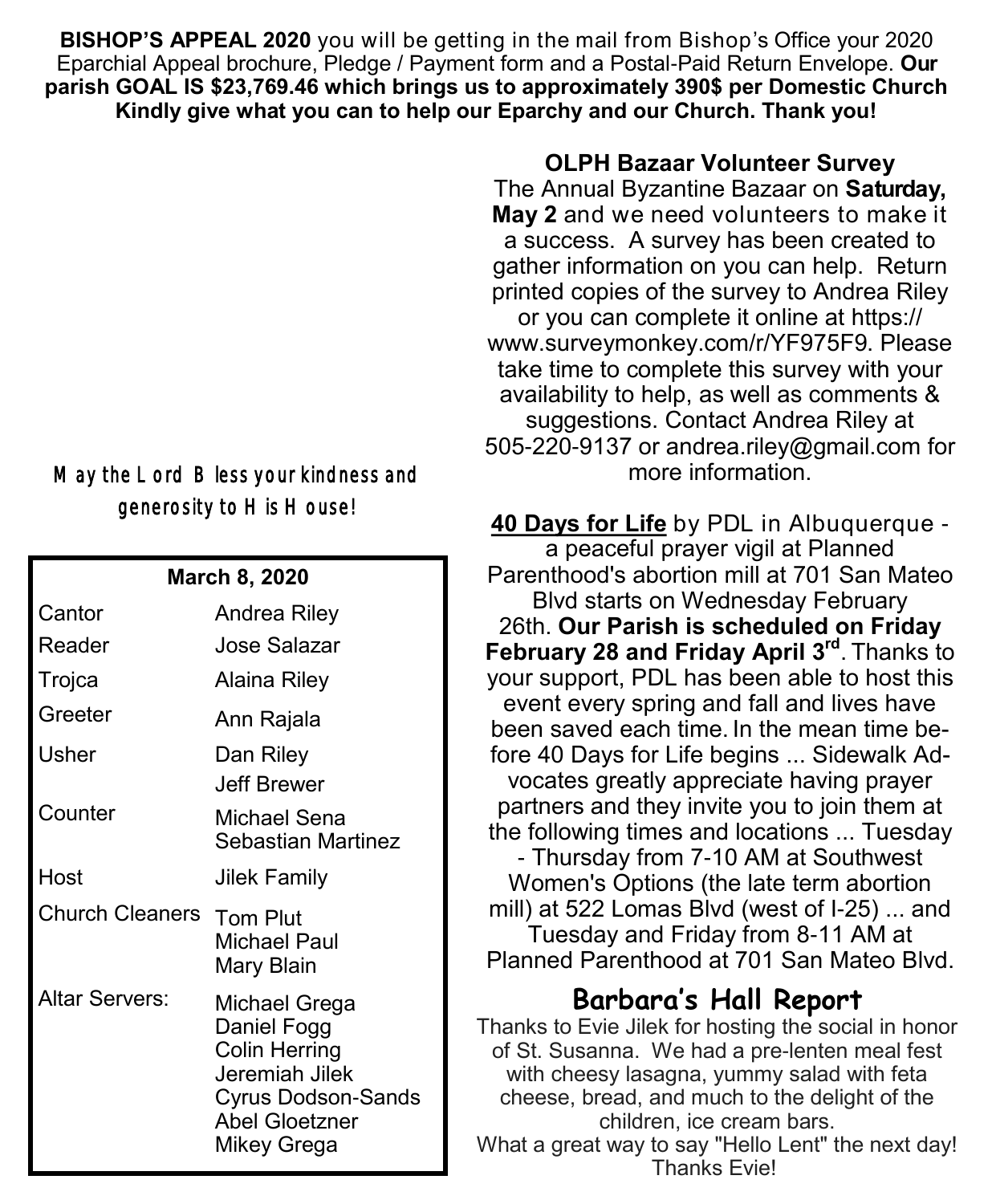**BISHOP'S APPEAL 2020** you will be getting in the mail from Bishop's Office your 2020 Eparchial Appeal brochure, Pledge / Payment form and a Postal-Paid Return Envelope. **Our parish GOAL IS $23,769.46 which brings us to approximately 390$ per Domestic Church Kindly give what you can to help our Eparchy and our Church. Thank you!**

May the Lord Bless your kindness and generosity to His House!

| March 8, 2020 | |
|---|---|
| Cantor | Andrea Riley |
| Reader | Jose Salazar |
| Trojca | Alaina Riley |
| Greeter | Ann Rajala |
| Usher | Dan Riley<br>Jeff Brewer |
| Counter | Michael Sena<br>Sebastian Martinez |
| Host | Jilek Family |
| Church Cleaners | Tom Plut<br>Michael Paul<br>Mary Blain |
| Altar Servers: | Michael Grega<br>Daniel Fogg<br>Colin Herring<br>Jeremiah Jilek<br>Cyrus Dodson-Sands<br>Abel Gloetzner<br>Mikey Grega |

**OLPH Bazaar Volunteer Survey**

The Annual Byzantine Bazaar on **Saturday, May 2** and we need volunteers to make it a success. A survey has been created to gather information on you can help. Return printed copies of the survey to Andrea Riley or you can complete it online at https://www.surveymonkey.com/r/YF975F9. Please take time to complete this survey with your availability to help, as well as comments & suggestions. Contact Andrea Riley at 505-220-9137 or andrea.riley@gmail.com for more information.

**40 Days for Life** by PDL in Albuquerque - a peaceful prayer vigil at Planned Parenthood's abortion mill at 701 San Mateo Blvd starts on Wednesday February 26th. **Our Parish is scheduled on Friday February 28 and Friday April 3rd**. Thanks to your support, PDL has been able to host this event every spring and fall and lives have been saved each time. In the mean time before 40 Days for Life begins ... Sidewalk Advocates greatly appreciate having prayer partners and they invite you to join them at the following times and locations ... Tuesday - Thursday from 7-10 AM at Southwest Women's Options (the late term abortion mill) at 522 Lomas Blvd (west of I-25) ... and Tuesday and Friday from 8-11 AM at Planned Parenthood at 701 San Mateo Blvd.

## Barbara's Hall Report

Thanks to Evie Jilek for hosting the social in honor of St. Susanna. We had a pre-lenten meal fest with cheesy lasagna, yummy salad with feta cheese, bread, and much to the delight of the children, ice cream bars.
What a great way to say "Hello Lent" the next day! Thanks Evie!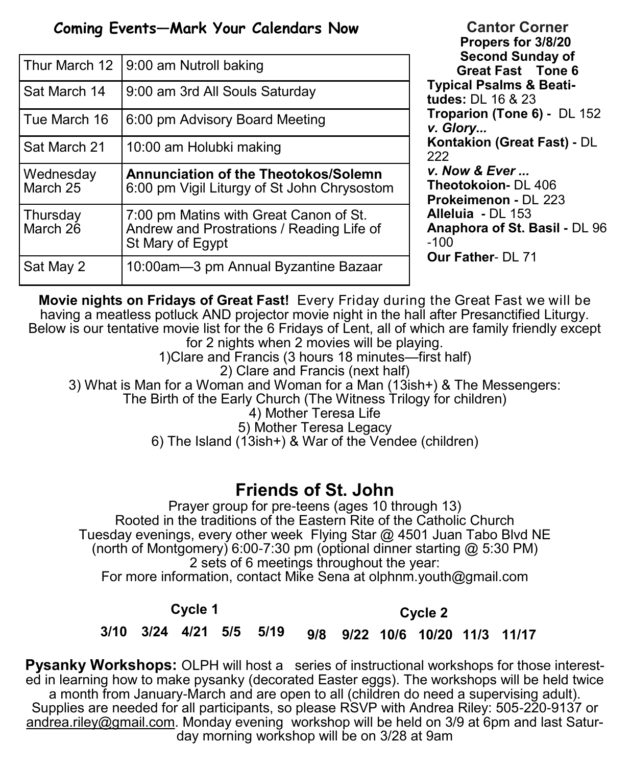## Coming Events—Mark Your Calendars Now

| | |
|---|---|
| Thur March 12 | 9:00 am Nutroll baking |
| Sat March 14 | 9:00 am 3rd All Souls Saturday |
| Tue March 16 | 6:00 pm Advisory Board Meeting |
| Sat March 21 | 10:00 am Holubki making |
| Wednesday March 25 | **Annunciation of the Theotokos/Solemn** 6:00 pm Vigil Liturgy of St John Chrysostom |
| Thursday March 26 | 7:00 pm Matins with Great Canon of St. Andrew and Prostrations / Reading Life of St Mary of Egypt |
| Sat May 2 | 10:00am—3 pm Annual Byzantine Bazaar |

## Cantor Corner

**Propers for 3/8/20 Second Sunday of Great Fast Tone 6**

**Typical Psalms & Beatitudes:** DL 16 & 23
**Troparion (Tone 6) -** DL 152
***v. Glory...***
**Kontakion (Great Fast) -** DL 222
***v. Now & Ever ...***
**Theotokoion-** DL 406
**Prokeimenon -** DL 223
**Alleluia -** DL 153
**Anaphora of St. Basil -** DL 96-100
**Our Father**- DL 71

**Movie nights on Fridays of Great Fast!** Every Friday during the Great Fast we will be having a meatless potluck AND projector movie night in the hall after Presanctified Liturgy. Below is our tentative movie list for the 6 Fridays of Lent, all of which are family friendly except for 2 nights when 2 movies will be playing.

1)Clare and Francis (3 hours 18 minutes—first half)
2) Clare and Francis (next half)
3) What is Man for a Woman and Woman for a Man (13ish+) & The Messengers: The Birth of the Early Church (The Witness Trilogy for children)
4) Mother Teresa Life
5) Mother Teresa Legacy
6) The Island (13ish+) & War of the Vendee (children)

## Friends of St. John

Prayer group for pre-teens (ages 10 through 13)
Rooted in the traditions of the Eastern Rite of the Catholic Church
Tuesday evenings, every other week Flying Star @ 4501 Juan Tabo Blvd NE (north of Montgomery) 6:00-7:30 pm (optional dinner starting @ 5:30 PM)
2 sets of 6 meetings throughout the year:
For more information, contact Mike Sena at olphnm.youth@gmail.com

**Cycle 1**

**3/10 3/24 4/21 5/5 5/19**

**Cycle 2**

**9/8 9/22 10/6 10/20 11/3 11/17**

**Pysanky Workshops:** OLPH will host a series of instructional workshops for those interested in learning how to make pysanky (decorated Easter eggs). The workshops will be held twice a month from January-March and are open to all (children do need a supervising adult). Supplies are needed for all participants, so please RSVP with Andrea Riley: 505-220-9137 or andrea.riley@gmail.com. Monday evening workshop will be held on 3/9 at 6pm and last Saturday morning workshop will be on 3/28 at 9am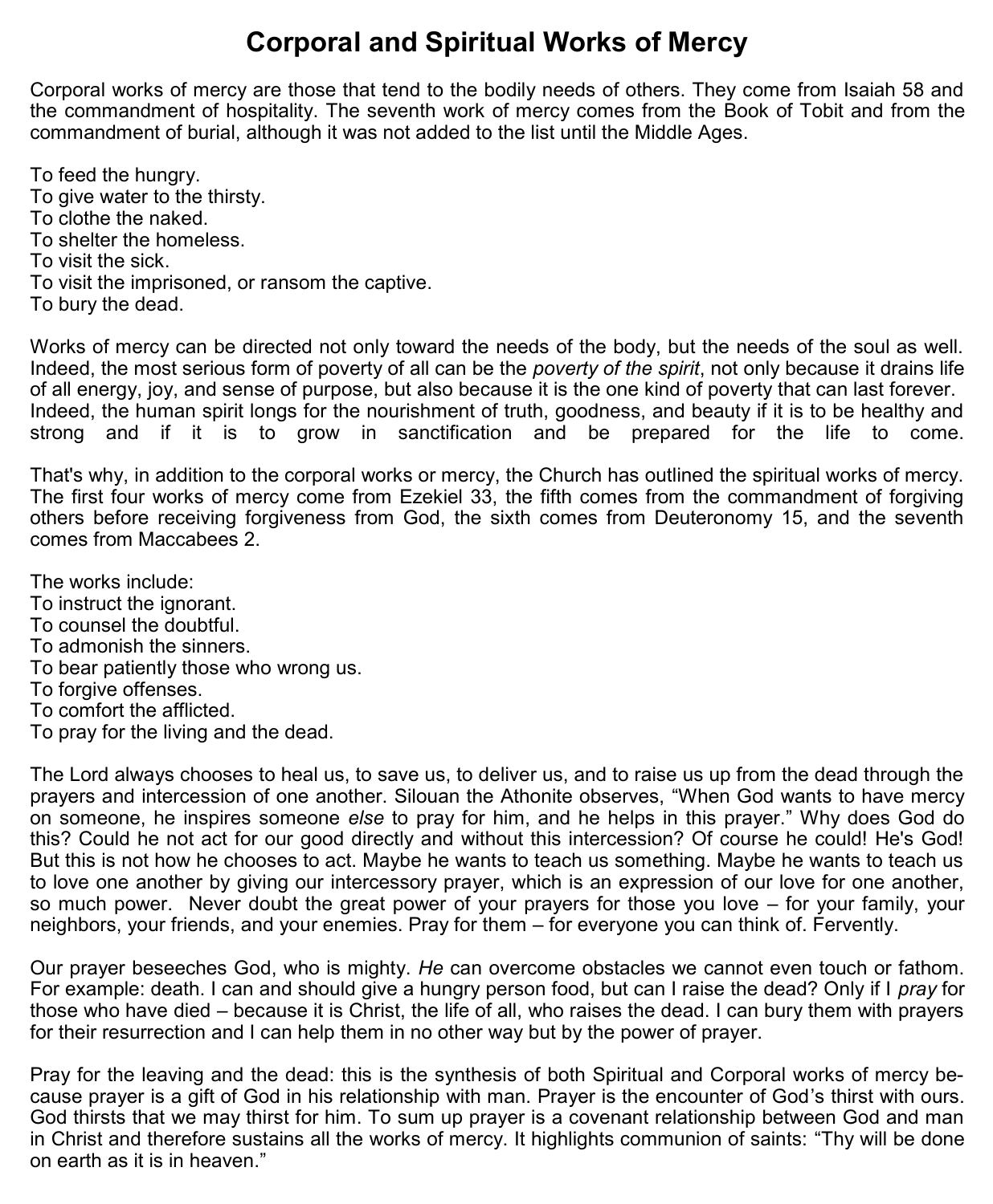# Corporal and Spiritual Works of Mercy

Corporal works of mercy are those that tend to the bodily needs of others. They come from Isaiah 58 and the commandment of hospitality. The seventh work of mercy comes from the Book of Tobit and from the commandment of burial, although it was not added to the list until the Middle Ages.

To feed the hungry.
To give water to the thirsty.
To clothe the naked.
To shelter the homeless.
To visit the sick.
To visit the imprisoned, or ransom the captive.
To bury the dead.

Works of mercy can be directed not only toward the needs of the body, but the needs of the soul as well. Indeed, the most serious form of poverty of all can be the *poverty of the spirit*, not only because it drains life of all energy, joy, and sense of purpose, but also because it is the one kind of poverty that can last forever. Indeed, the human spirit longs for the nourishment of truth, goodness, and beauty if it is to be healthy and strong and if it is to grow in sanctification and be prepared for the life to come.

That's why, in addition to the corporal works or mercy, the Church has outlined the spiritual works of mercy. The first four works of mercy come from Ezekiel 33, the fifth comes from the commandment of forgiving others before receiving forgiveness from God, the sixth comes from Deuteronomy 15, and the seventh comes from Maccabees 2.

The works include:
To instruct the ignorant.
To counsel the doubtful.
To admonish the sinners.
To bear patiently those who wrong us.
To forgive offenses.
To comfort the afflicted.
To pray for the living and the dead.

The Lord always chooses to heal us, to save us, to deliver us, and to raise us up from the dead through the prayers and intercession of one another. Silouan the Athonite observes, “When God wants to have mercy on someone, he inspires someone *else* to pray for him, and he helps in this prayer.” Why does God do this? Could he not act for our good directly and without this intercession? Of course he could! He's God! But this is not how he chooses to act. Maybe he wants to teach us something. Maybe he wants to teach us to love one another by giving our intercessory prayer, which is an expression of our love for one another, so much power. Never doubt the great power of your prayers for those you love – for your family, your neighbors, your friends, and your enemies. Pray for them – for everyone you can think of. Fervently.

Our prayer beseeches God, who is mighty. *He* can overcome obstacles we cannot even touch or fathom. For example: death. I can and should give a hungry person food, but can I raise the dead? Only if I *pray* for those who have died – because it is Christ, the life of all, who raises the dead. I can bury them with prayers for their resurrection and I can help them in no other way but by the power of prayer.

Pray for the leaving and the dead: this is the synthesis of both Spiritual and Corporal works of mercy because prayer is a gift of God in his relationship with man. Prayer is the encounter of God’s thirst with ours. God thirsts that we may thirst for him. To sum up prayer is a covenant relationship between God and man in Christ and therefore sustains all the works of mercy. It highlights communion of saints: “Thy will be done on earth as it is in heaven.”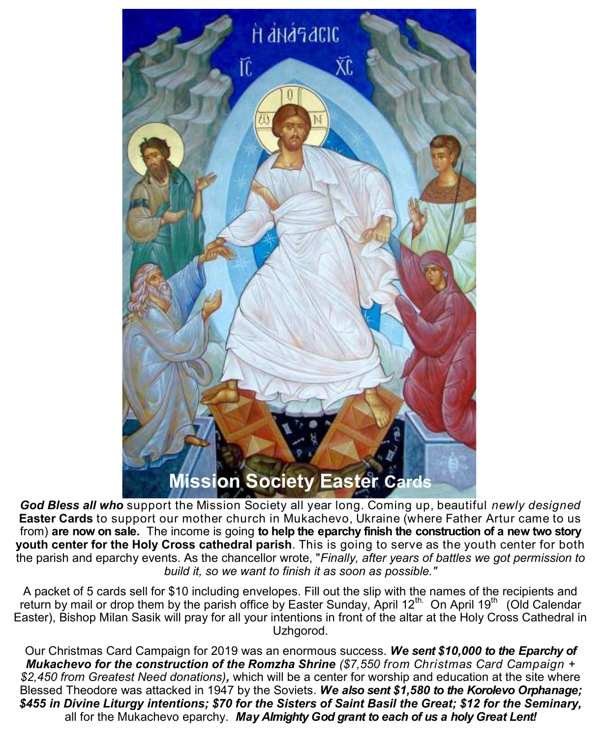## Mission Society Easter Cards

***God Bless all who*** support the Mission Society all year long. Coming up, beautiful *newly designed* **Easter Cards** to support our mother church in Mukachevo, Ukraine (where Father Artur came to us from) **are now on sale.** The income is going **to help the eparchy finish the construction of a new two story youth center for the Holy Cross cathedral parish**. This is going to serve as the youth center for both the parish and eparchy events. As the chancellor wrote, "*Finally, after years of battles we got permission to build it, so we want to finish it as soon as possible."*

A packet of 5 cards sell for $10 including envelopes. Fill out the slip with the names of the recipients and return by mail or drop them by the parish office by Easter Sunday, April 12th. On April 19th (Old Calendar Easter), Bishop Milan Sasik will pray for all your intentions in front of the altar at the Holy Cross Cathedral in Uzhgorod.

Our Christmas Card Campaign for 2019 was an enormous success. ***We sent $10,000 to the Eparchy of Mukachevo for the construction of the Romzha Shrine*** *($7,550 from Christmas Card Campaign + $2,450 from Greatest Need donations)****,*** which will be a center for worship and education at the site where Blessed Theodore was attacked in 1947 by the Soviets. ***We also sent $1,580 to the Korolevo Orphanage; $455 in Divine Liturgy intentions; $70 for the Sisters of Saint Basil the Great; $12 for the Seminary,*** all for the Mukachevo eparchy. ***May Almighty God grant to each of us a holy Great Lent!***